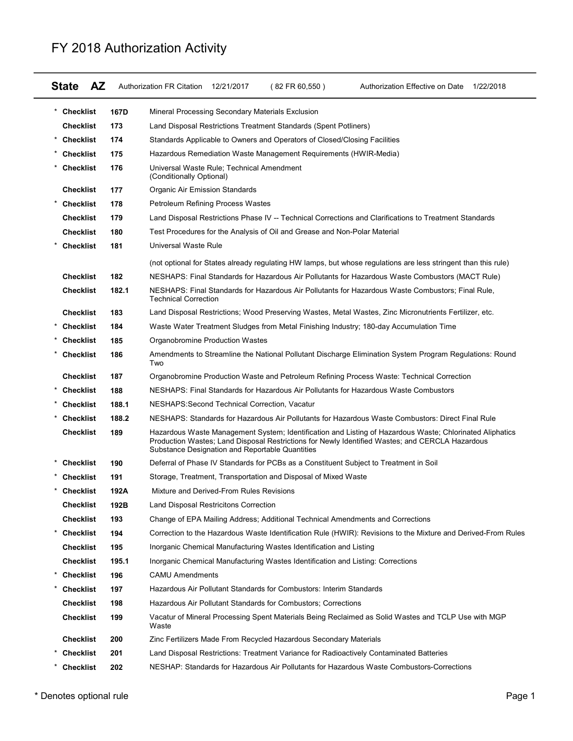# FY 2018 Authorization Activity

**State AZ** Authorization FR Citation 12/21/2017 ( 82 FR 60,550 ) Authorization Effective on Date 1/22/2018

| | | | |
|---|---|---|---|
| * | **Checklist** | **167D** | Mineral Processing Secondary Materials Exclusion |
| | **Checklist** | **173** | Land Disposal Restrictions Treatment Standards (Spent Potliners) |
| * | **Checklist** | **174** | Standards Applicable to Owners and Operators of Closed/Closing Facilities |
| * | **Checklist** | **175** | Hazardous Remediation Waste Management Requirements (HWIR-Media) |
| * | **Checklist** | **176** | Universal Waste Rule; Technical Amendment (Conditionally Optional) |
| | **Checklist** | **177** | Organic Air Emission Standards |
| * | **Checklist** | **178** | Petroleum Refining Process Wastes |
| | **Checklist** | **179** | Land Disposal Restrictions Phase IV -- Technical Corrections and Clarifications to Treatment Standards |
| | **Checklist** | **180** | Test Procedures for the Analysis of Oil and Grease and Non-Polar Material |
| * | **Checklist** | **181** | Universal Waste Rule<br>(not optional for States already regulating HW lamps, but whose regulations are less stringent than this rule) |
| | **Checklist** | **182** | NESHAPS: Final Standards for Hazardous Air Pollutants for Hazardous Waste Combustors (MACT Rule) |
| | **Checklist** | **182.1** | NESHAPS: Final Standards for Hazardous Air Pollutants for Hazardous Waste Combustors; Final Rule, Technical Correction |
| | **Checklist** | **183** | Land Disposal Restrictions; Wood Preserving Wastes, Metal Wastes, Zinc Micronutrients Fertilizer, etc. |
| * | **Checklist** | **184** | Waste Water Treatment Sludges from Metal Finishing Industry; 180-day Accumulation Time |
| * | **Checklist** | **185** | Organobromine Production Wastes |
| * | **Checklist** | **186** | Amendments to Streamline the National Pollutant Discharge Elimination System Program Regulations: Round Two |
| | **Checklist** | **187** | Organobromine Production Waste and Petroleum Refining Process Waste: Technical Correction |
| * | **Checklist** | **188** | NESHAPS: Final Standards for Hazardous Air Pollutants for Hazardous Waste Combustors |
| * | **Checklist** | **188.1** | NESHAPS:Second Technical Correction, Vacatur |
| * | **Checklist** | **188.2** | NESHAPS: Standards for Hazardous Air Pollutants for Hazardous Waste Combustors: Direct Final Rule |
| | **Checklist** | **189** | Hazardous Waste Management System; Identification and Listing of Hazardous Waste; Chlorinated Aliphatics Production Wastes; Land Disposal Restrictions for Newly Identified Wastes; and CERCLA Hazardous Substance Designation and Reportable Quantities |
| * | **Checklist** | **190** | Deferral of Phase IV Standards for PCBs as a Constituent Subject to Treatment in Soil |
| * | **Checklist** | **191** | Storage, Treatment, Transportation and Disposal of Mixed Waste |
| * | **Checklist** | **192A** | Mixture and Derived-From Rules Revisions |
| | **Checklist** | **192B** | Land Disposal Restricitons Correction |
| | **Checklist** | **193** | Change of EPA Mailing Address; Additional Technical Amendments and Corrections |
| * | **Checklist** | **194** | Correction to the Hazardous Waste Identification Rule (HWIR): Revisions to the Mixture and Derived-From Rules |
| | **Checklist** | **195** | Inorganic Chemical Manufacturing Wastes Identification and Listing |
| | **Checklist** | **195.1** | Inorganic Chemical Manufacturing Wastes Identification and Listing: Corrections |
| * | **Checklist** | **196** | CAMU Amendments |
| * | **Checklist** | **197** | Hazardous Air Pollutant Standards for Combustors: Interim Standards |
| | **Checklist** | **198** | Hazardous Air Pollutant Standards for Combustors; Corrections |
| | **Checklist** | **199** | Vacatur of Mineral Processing Spent Materials Being Reclaimed as Solid Wastes and TCLP Use with MGP Waste |
| | **Checklist** | **200** | Zinc Fertilizers Made From Recycled Hazardous Secondary Materials |
| * | **Checklist** | **201** | Land Disposal Restrictions: Treatment Variance for Radioactively Contaminated Batteries |
| * | **Checklist** | **202** | NESHAP: Standards for Hazardous Air Pollutants for Hazardous Waste Combustors-Corrections |

* Denotes optional rule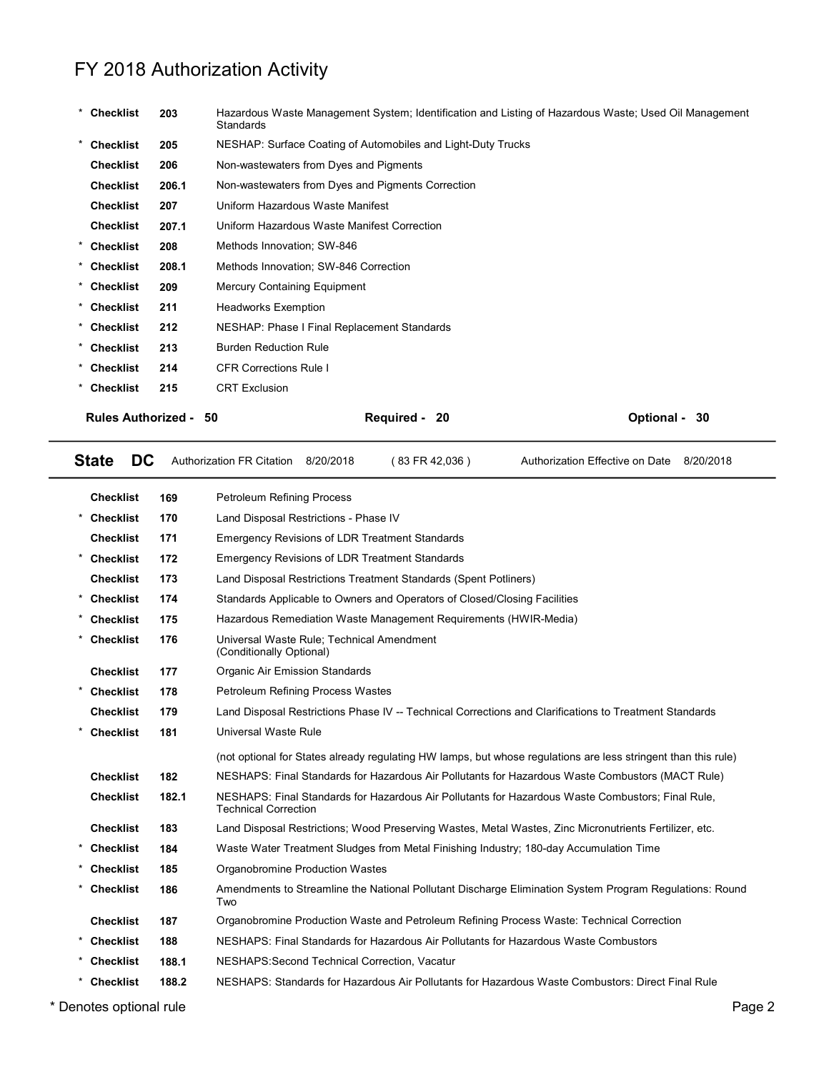# FY 2018 Authorization Activity

| | | | |
|---|---|---|---|
| * | Checklist | 203 | Hazardous Waste Management System; Identification and Listing of Hazardous Waste; Used Oil Management Standards |
| * | Checklist | 205 | NESHAP: Surface Coating of Automobiles and Light-Duty Trucks |
| | Checklist | 206 | Non-wastewaters from Dyes and Pigments |
| | Checklist | 206.1 | Non-wastewaters from Dyes and Pigments Correction |
| | Checklist | 207 | Uniform Hazardous Waste Manifest |
| | Checklist | 207.1 | Uniform Hazardous Waste Manifest Correction |
| * | Checklist | 208 | Methods Innovation; SW-846 |
| * | Checklist | 208.1 | Methods Innovation; SW-846 Correction |
| * | Checklist | 209 | Mercury Containing Equipment |
| * | Checklist | 211 | Headworks Exemption |
| * | Checklist | 212 | NESHAP: Phase I Final Replacement Standards |
| * | Checklist | 213 | Burden Reduction Rule |
| * | Checklist | 214 | CFR Corrections Rule I |
| * | Checklist | 215 | CRT Exclusion |

**Rules Authorized - 50** **Required - 20** **Optional - 30**

---

**State DC** Authorization FR Citation 8/20/2018 ( 83 FR 42,036 ) Authorization Effective on Date 8/20/2018

---

| | | | |
|---|---|---|---|
| | Checklist | 169 | Petroleum Refining Process |
| * | Checklist | 170 | Land Disposal Restrictions - Phase IV |
| | Checklist | 171 | Emergency Revisions of LDR Treatment Standards |
| * | Checklist | 172 | Emergency Revisions of LDR Treatment Standards |
| | Checklist | 173 | Land Disposal Restrictions Treatment Standards (Spent Potliners) |
| * | Checklist | 174 | Standards Applicable to Owners and Operators of Closed/Closing Facilities |
| * | Checklist | 175 | Hazardous Remediation Waste Management Requirements (HWIR-Media) |
| * | Checklist | 176 | Universal Waste Rule; Technical Amendment (Conditionally Optional) |
| | Checklist | 177 | Organic Air Emission Standards |
| * | Checklist | 178 | Petroleum Refining Process Wastes |
| | Checklist | 179 | Land Disposal Restrictions Phase IV -- Technical Corrections and Clarifications to Treatment Standards |
| * | Checklist | 181 | Universal Waste Rule (not optional for States already regulating HW lamps, but whose regulations are less stringent than this rule) |
| | Checklist | 182 | NESHAPS: Final Standards for Hazardous Air Pollutants for Hazardous Waste Combustors (MACT Rule) |
| | Checklist | 182.1 | NESHAPS: Final Standards for Hazardous Air Pollutants for Hazardous Waste Combustors; Final Rule, Technical Correction |
| | Checklist | 183 | Land Disposal Restrictions; Wood Preserving Wastes, Metal Wastes, Zinc Micronutrients Fertilizer, etc. |
| * | Checklist | 184 | Waste Water Treatment Sludges from Metal Finishing Industry; 180-day Accumulation Time |
| * | Checklist | 185 | Organobromine Production Wastes |
| * | Checklist | 186 | Amendments to Streamline the National Pollutant Discharge Elimination System Program Regulations: Round Two |
| | Checklist | 187 | Organobromine Production Waste and Petroleum Refining Process Waste: Technical Correction |
| * | Checklist | 188 | NESHAPS: Final Standards for Hazardous Air Pollutants for Hazardous Waste Combustors |
| * | Checklist | 188.1 | NESHAPS:Second Technical Correction, Vacatur |
| * | Checklist | 188.2 | NESHAPS: Standards for Hazardous Air Pollutants for Hazardous Waste Combustors: Direct Final Rule |

\* Denotes optional rule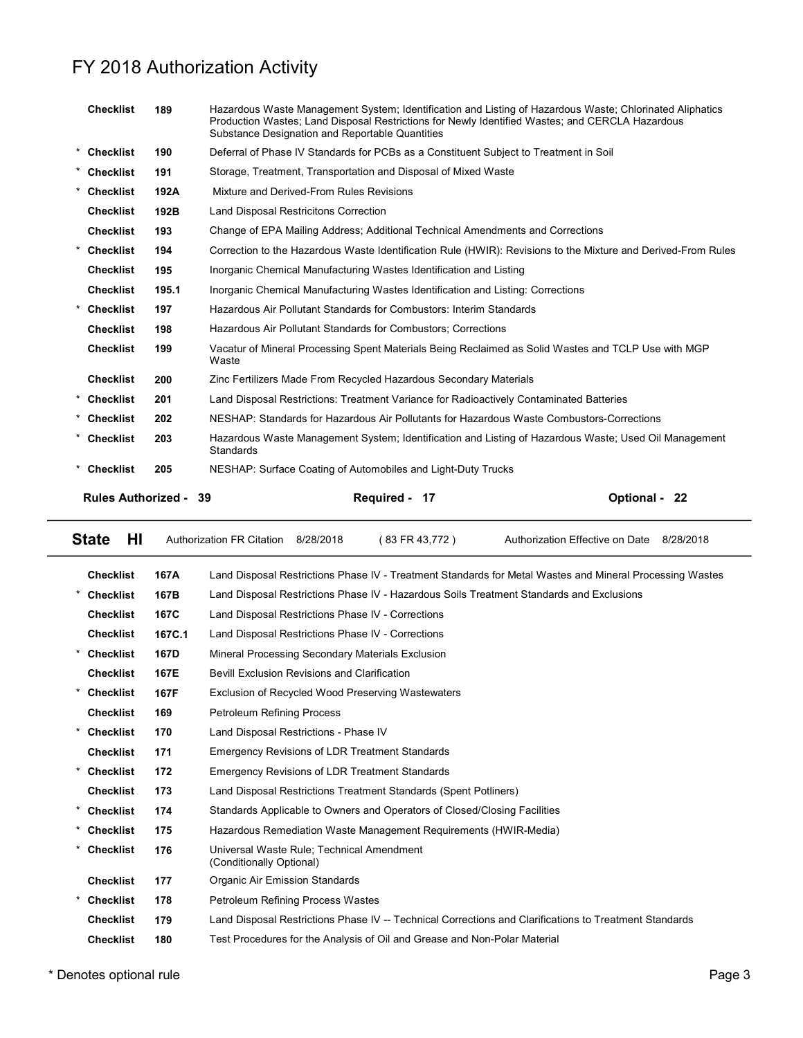# FY 2018 Authorization Activity

| | | | |
|---|---|---|---|
| | **Checklist** | **189** | Hazardous Waste Management System; Identification and Listing of Hazardous Waste; Chlorinated Aliphatics Production Wastes; Land Disposal Restrictions for Newly Identified Wastes; and CERCLA Hazardous Substance Designation and Reportable Quantities |
| * | **Checklist** | **190** | Deferral of Phase IV Standards for PCBs as a Constituent Subject to Treatment in Soil |
| * | **Checklist** | **191** | Storage, Treatment, Transportation and Disposal of Mixed Waste |
| * | **Checklist** | **192A** | Mixture and Derived-From Rules Revisions |
| | **Checklist** | **192B** | Land Disposal Restricitons Correction |
| | **Checklist** | **193** | Change of EPA Mailing Address; Additional Technical Amendments and Corrections |
| * | **Checklist** | **194** | Correction to the Hazardous Waste Identification Rule (HWIR): Revisions to the Mixture and Derived-From Rules |
| | **Checklist** | **195** | Inorganic Chemical Manufacturing Wastes Identification and Listing |
| | **Checklist** | **195.1** | Inorganic Chemical Manufacturing Wastes Identification and Listing: Corrections |
| * | **Checklist** | **197** | Hazardous Air Pollutant Standards for Combustors: Interim Standards |
| | **Checklist** | **198** | Hazardous Air Pollutant Standards for Combustors; Corrections |
| | **Checklist** | **199** | Vacatur of Mineral Processing Spent Materials Being Reclaimed as Solid Wastes and TCLP Use with MGP Waste |
| | **Checklist** | **200** | Zinc Fertilizers Made From Recycled Hazardous Secondary Materials |
| * | **Checklist** | **201** | Land Disposal Restrictions: Treatment Variance for Radioactively Contaminated Batteries |
| * | **Checklist** | **202** | NESHAP: Standards for Hazardous Air Pollutants for Hazardous Waste Combustors-Corrections |
| * | **Checklist** | **203** | Hazardous Waste Management System; Identification and Listing of Hazardous Waste; Used Oil Management Standards |
| * | **Checklist** | **205** | NESHAP: Surface Coating of Automobiles and Light-Duty Trucks |

**Rules Authorized - 39** **Required - 17** **Optional - 22**

---

**State HI** Authorization FR Citation 8/28/2018 ( 83 FR 43,772 ) Authorization Effective on Date 8/28/2018

---

| | | | |
|---|---|---|---|
| | **Checklist** | **167A** | Land Disposal Restrictions Phase IV - Treatment Standards for Metal Wastes and Mineral Processing Wastes |
| * | **Checklist** | **167B** | Land Disposal Restrictions Phase IV - Hazardous Soils Treatment Standards and Exclusions |
| | **Checklist** | **167C** | Land Disposal Restrictions Phase IV - Corrections |
| | **Checklist** | **167C.1** | Land Disposal Restrictions Phase IV - Corrections |
| * | **Checklist** | **167D** | Mineral Processing Secondary Materials Exclusion |
| | **Checklist** | **167E** | Bevill Exclusion Revisions and Clarification |
| * | **Checklist** | **167F** | Exclusion of Recycled Wood Preserving Wastewaters |
| | **Checklist** | **169** | Petroleum Refining Process |
| * | **Checklist** | **170** | Land Disposal Restrictions - Phase IV |
| | **Checklist** | **171** | Emergency Revisions of LDR Treatment Standards |
| * | **Checklist** | **172** | Emergency Revisions of LDR Treatment Standards |
| | **Checklist** | **173** | Land Disposal Restrictions Treatment Standards (Spent Potliners) |
| * | **Checklist** | **174** | Standards Applicable to Owners and Operators of Closed/Closing Facilities |
| * | **Checklist** | **175** | Hazardous Remediation Waste Management Requirements (HWIR-Media) |
| * | **Checklist** | **176** | Universal Waste Rule; Technical Amendment (Conditionally Optional) |
| | **Checklist** | **177** | Organic Air Emission Standards |
| * | **Checklist** | **178** | Petroleum Refining Process Wastes |
| | **Checklist** | **179** | Land Disposal Restrictions Phase IV -- Technical Corrections and Clarifications to Treatment Standards |
| | **Checklist** | **180** | Test Procedures for the Analysis of Oil and Grease and Non-Polar Material |

* Denotes optional rule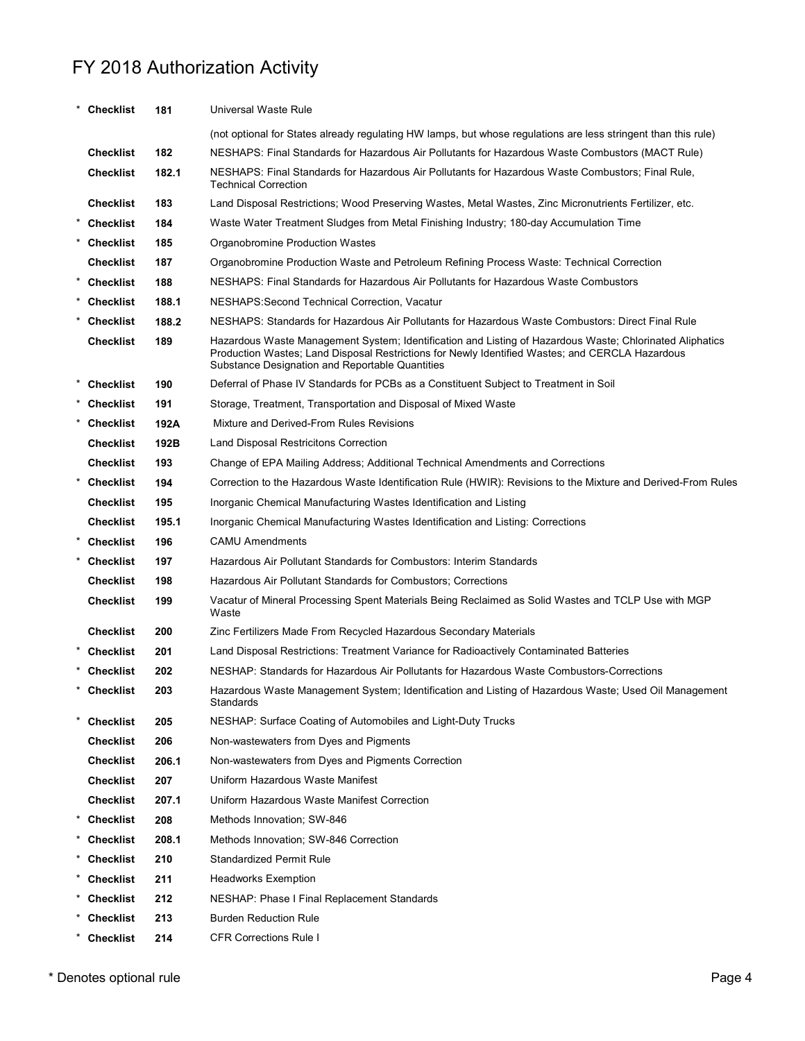# FY 2018 Authorization Activity

| | | | |
|---|---|---|---|
| * | **Checklist** | **181** | Universal Waste Rule |
| | | | (not optional for States already regulating HW lamps, but whose regulations are less stringent than this rule) |
| | **Checklist** | **182** | NESHAPS: Final Standards for Hazardous Air Pollutants for Hazardous Waste Combustors (MACT Rule) |
| | **Checklist** | **182.1** | NESHAPS: Final Standards for Hazardous Air Pollutants for Hazardous Waste Combustors; Final Rule, Technical Correction |
| | **Checklist** | **183** | Land Disposal Restrictions; Wood Preserving Wastes, Metal Wastes, Zinc Micronutrients Fertilizer, etc. |
| * | **Checklist** | **184** | Waste Water Treatment Sludges from Metal Finishing Industry; 180-day Accumulation Time |
| * | **Checklist** | **185** | Organobromine Production Wastes |
| | **Checklist** | **187** | Organobromine Production Waste and Petroleum Refining Process Waste: Technical Correction |
| * | **Checklist** | **188** | NESHAPS: Final Standards for Hazardous Air Pollutants for Hazardous Waste Combustors |
| * | **Checklist** | **188.1** | NESHAPS:Second Technical Correction, Vacatur |
| * | **Checklist** | **188.2** | NESHAPS: Standards for Hazardous Air Pollutants for Hazardous Waste Combustors: Direct Final Rule |
| | **Checklist** | **189** | Hazardous Waste Management System; Identification and Listing of Hazardous Waste; Chlorinated Aliphatics Production Wastes; Land Disposal Restrictions for Newly Identified Wastes; and CERCLA Hazardous Substance Designation and Reportable Quantities |
| * | **Checklist** | **190** | Deferral of Phase IV Standards for PCBs as a Constituent Subject to Treatment in Soil |
| * | **Checklist** | **191** | Storage, Treatment, Transportation and Disposal of Mixed Waste |
| * | **Checklist** | **192A** | Mixture and Derived-From Rules Revisions |
| | **Checklist** | **192B** | Land Disposal Restricitons Correction |
| | **Checklist** | **193** | Change of EPA Mailing Address; Additional Technical Amendments and Corrections |
| * | **Checklist** | **194** | Correction to the Hazardous Waste Identification Rule (HWIR): Revisions to the Mixture and Derived-From Rules |
| | **Checklist** | **195** | Inorganic Chemical Manufacturing Wastes Identification and Listing |
| | **Checklist** | **195.1** | Inorganic Chemical Manufacturing Wastes Identification and Listing: Corrections |
| * | **Checklist** | **196** | CAMU Amendments |
| * | **Checklist** | **197** | Hazardous Air Pollutant Standards for Combustors: Interim Standards |
| | **Checklist** | **198** | Hazardous Air Pollutant Standards for Combustors; Corrections |
| | **Checklist** | **199** | Vacatur of Mineral Processing Spent Materials Being Reclaimed as Solid Wastes and TCLP Use with MGP Waste |
| | **Checklist** | **200** | Zinc Fertilizers Made From Recycled Hazardous Secondary Materials |
| * | **Checklist** | **201** | Land Disposal Restrictions: Treatment Variance for Radioactively Contaminated Batteries |
| * | **Checklist** | **202** | NESHAP: Standards for Hazardous Air Pollutants for Hazardous Waste Combustors-Corrections |
| * | **Checklist** | **203** | Hazardous Waste Management System; Identification and Listing of Hazardous Waste; Used Oil Management Standards |
| * | **Checklist** | **205** | NESHAP: Surface Coating of Automobiles and Light-Duty Trucks |
| | **Checklist** | **206** | Non-wastewaters from Dyes and Pigments |
| | **Checklist** | **206.1** | Non-wastewaters from Dyes and Pigments Correction |
| | **Checklist** | **207** | Uniform Hazardous Waste Manifest |
| | **Checklist** | **207.1** | Uniform Hazardous Waste Manifest Correction |
| * | **Checklist** | **208** | Methods Innovation; SW-846 |
| * | **Checklist** | **208.1** | Methods Innovation; SW-846 Correction |
| * | **Checklist** | **210** | Standardized Permit Rule |
| * | **Checklist** | **211** | Headworks Exemption |
| * | **Checklist** | **212** | NESHAP: Phase I Final Replacement Standards |
| * | **Checklist** | **213** | Burden Reduction Rule |
| * | **Checklist** | **214** | CFR Corrections Rule I |

\* Denotes optional rule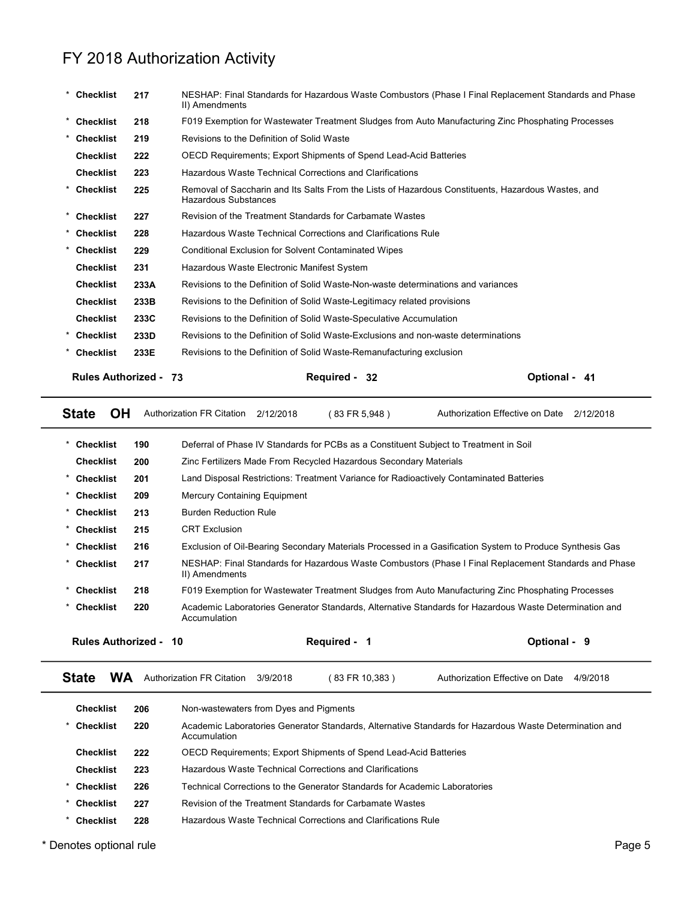# FY 2018 Authorization Activity

| | | | |
|---|---|---|---|
| * | Checklist | 217 | NESHAP: Final Standards for Hazardous Waste Combustors (Phase I Final Replacement Standards and Phase II) Amendments |
| * | Checklist | 218 | F019 Exemption for Wastewater Treatment Sludges from Auto Manufacturing Zinc Phosphating Processes |
| * | Checklist | 219 | Revisions to the Definition of Solid Waste |
| | Checklist | 222 | OECD Requirements; Export Shipments of Spend Lead-Acid Batteries |
| | Checklist | 223 | Hazardous Waste Technical Corrections and Clarifications |
| * | Checklist | 225 | Removal of Saccharin and Its Salts From the Lists of Hazardous Constituents, Hazardous Wastes, and Hazardous Substances |
| * | Checklist | 227 | Revision of the Treatment Standards for Carbamate Wastes |
| * | Checklist | 228 | Hazardous Waste Technical Corrections and Clarifications Rule |
| * | Checklist | 229 | Conditional Exclusion for Solvent Contaminated Wipes |
| | Checklist | 231 | Hazardous Waste Electronic Manifest System |
| | Checklist | 233A | Revisions to the Definition of Solid Waste-Non-waste determinations and variances |
| | Checklist | 233B | Revisions to the Definition of Solid Waste-Legitimacy related provisions |
| | Checklist | 233C | Revisions to the Definition of Solid Waste-Speculative Accumulation |
| * | Checklist | 233D | Revisions to the Definition of Solid Waste-Exclusions and non-waste determinations |
| * | Checklist | 233E | Revisions to the Definition of Solid Waste-Remanufacturing exclusion |

**Rules Authorized - 73** | **Required - 32** | **Optional - 41**

---

**State OH** | Authorization FR Citation 2/12/2018 (83 FR 5,948) | Authorization Effective on Date 2/12/2018

| | | | |
|---|---|---|---|
| * | Checklist | 190 | Deferral of Phase IV Standards for PCBs as a Constituent Subject to Treatment in Soil |
| | Checklist | 200 | Zinc Fertilizers Made From Recycled Hazardous Secondary Materials |
| * | Checklist | 201 | Land Disposal Restrictions: Treatment Variance for Radioactively Contaminated Batteries |
| * | Checklist | 209 | Mercury Containing Equipment |
| * | Checklist | 213 | Burden Reduction Rule |
| * | Checklist | 215 | CRT Exclusion |
| * | Checklist | 216 | Exclusion of Oil-Bearing Secondary Materials Processed in a Gasification System to Produce Synthesis Gas |
| * | Checklist | 217 | NESHAP: Final Standards for Hazardous Waste Combustors (Phase I Final Replacement Standards and Phase II) Amendments |
| * | Checklist | 218 | F019 Exemption for Wastewater Treatment Sludges from Auto Manufacturing Zinc Phosphating Processes |
| * | Checklist | 220 | Academic Laboratories Generator Standards, Alternative Standards for Hazardous Waste Determination and Accumulation |

**Rules Authorized - 10** | **Required - 1** | **Optional - 9**

---

**State WA** | Authorization FR Citation 3/9/2018 (83 FR 10,383) | Authorization Effective on Date 4/9/2018

| | | | |
|---|---|---|---|
| | Checklist | 206 | Non-wastewaters from Dyes and Pigments |
| * | Checklist | 220 | Academic Laboratories Generator Standards, Alternative Standards for Hazardous Waste Determination and Accumulation |
| | Checklist | 222 | OECD Requirements; Export Shipments of Spend Lead-Acid Batteries |
| | Checklist | 223 | Hazardous Waste Technical Corrections and Clarifications |
| * | Checklist | 226 | Technical Corrections to the Generator Standards for Academic Laboratories |
| * | Checklist | 227 | Revision of the Treatment Standards for Carbamate Wastes |
| * | Checklist | 228 | Hazardous Waste Technical Corrections and Clarifications Rule |

* Denotes optional rule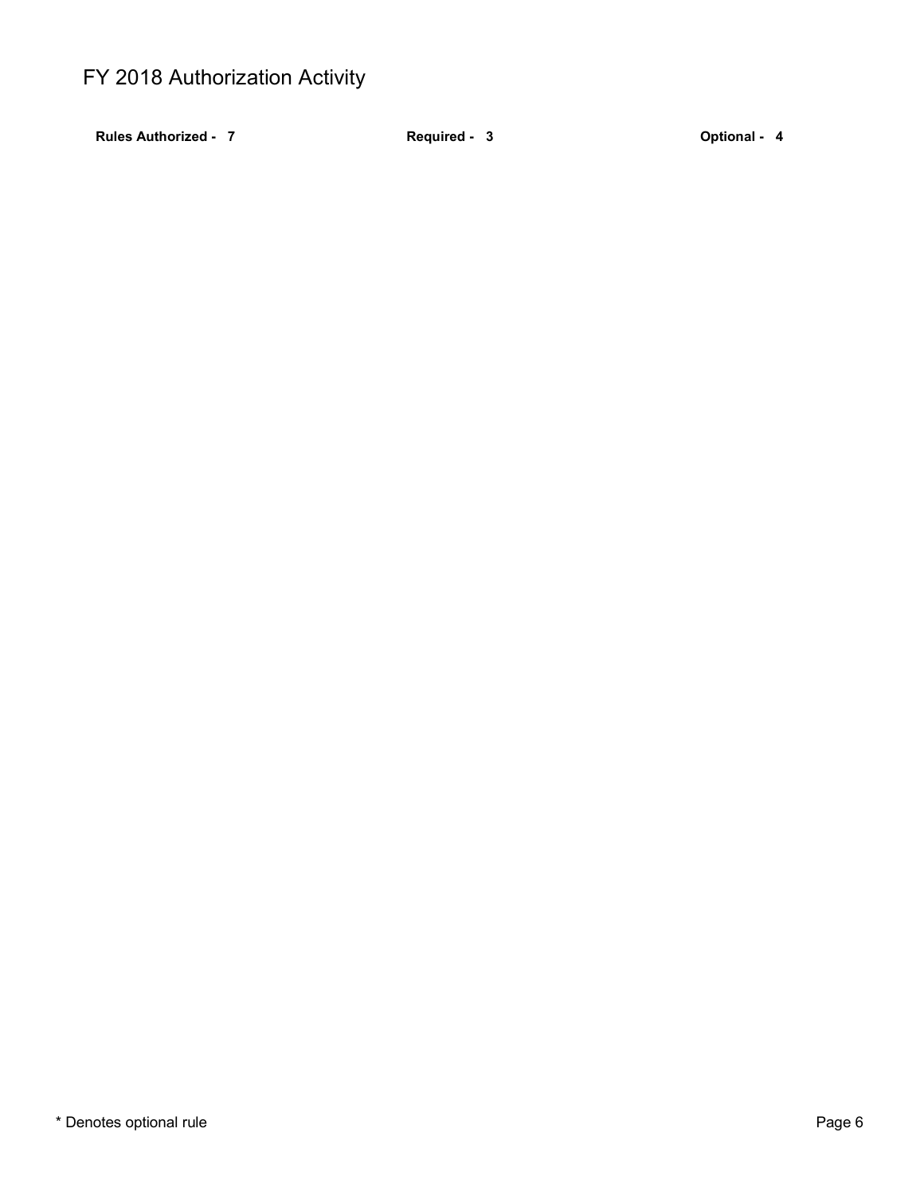# FY 2018 Authorization Activity

**Rules Authorized - 7** **Required - 3** **Optional - 4**

* Denotes optional rule